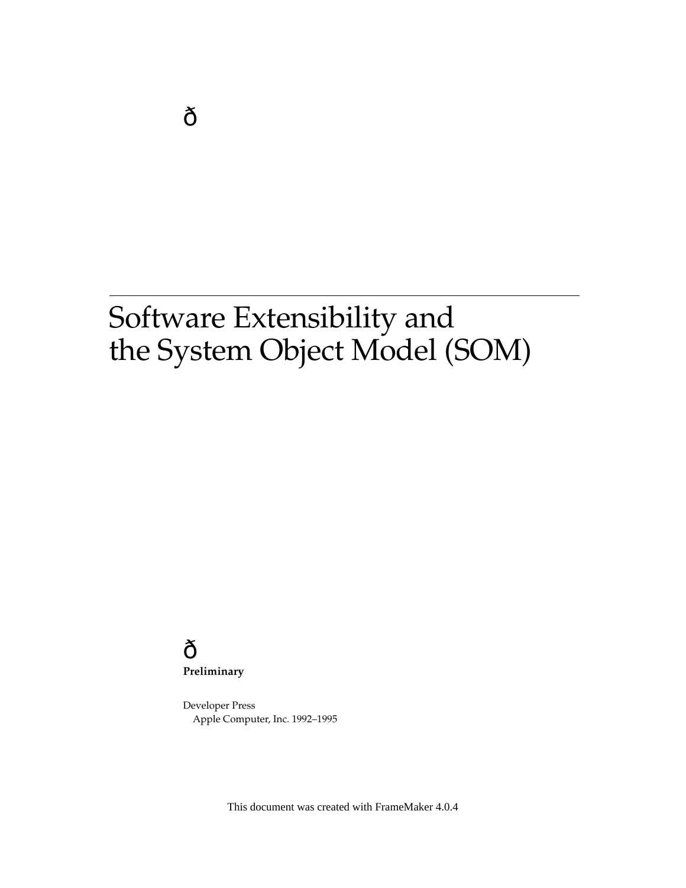ð

# Software Extensibility and the System Object Model (SOM)

ð

**Preliminary**

Developer Press
Apple Computer, Inc. 1992–1995

This document was created with FrameMaker 4.0.4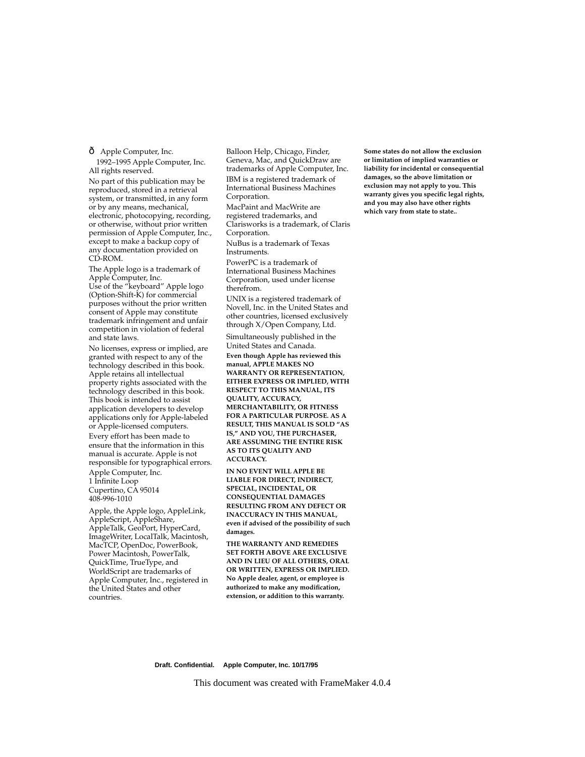ð Apple Computer, Inc.
1992–1995 Apple Computer, Inc.
All rights reserved.

No part of this publication may be reproduced, stored in a retrieval system, or transmitted, in any form or by any means, mechanical, electronic, photocopying, recording, or otherwise, without prior written permission of Apple Computer, Inc., except to make a backup copy of any documentation provided on CD-ROM.

The Apple logo is a trademark of Apple Computer, Inc.
Use of the “keyboard” Apple logo (Option-Shift-K) for commercial purposes without the prior written consent of Apple may constitute trademark infringement and unfair competition in violation of federal and state laws.

No licenses, express or implied, are granted with respect to any of the technology described in this book. Apple retains all intellectual property rights associated with the technology described in this book. This book is intended to assist application developers to develop applications only for Apple-labeled or Apple-licensed computers.

Every effort has been made to ensure that the information in this manual is accurate. Apple is not responsible for typographical errors.

Apple Computer, Inc.
1 Infinite Loop
Cupertino, CA 95014
408-996-1010

Apple, the Apple logo, AppleLink, AppleScript, AppleShare, AppleTalk, GeoPort, HyperCard, ImageWriter, LocalTalk, Macintosh, MacTCP, OpenDoc, PowerBook, Power Macintosh, PowerTalk, QuickTime, TrueType, and WorldScript are trademarks of Apple Computer, Inc., registered in the United States and other countries.

Balloon Help, Chicago, Finder, Geneva, Mac, and QuickDraw are trademarks of Apple Computer, Inc.

IBM is a registered trademark of International Business Machines Corporation.

MacPaint and MacWrite are registered trademarks, and Clarisworks is a trademark, of Claris Corporation.

NuBus is a trademark of Texas Instruments.

PowerPC is a trademark of International Business Machines Corporation, used under license therefrom.

UNIX is a registered trademark of Novell, Inc. in the United States and other countries, licensed exclusively through X/Open Company, Ltd.

Simultaneously published in the United States and Canada.

**Even though Apple has reviewed this manual, APPLE MAKES NO WARRANTY OR REPRESENTATION, EITHER EXPRESS OR IMPLIED, WITH RESPECT TO THIS MANUAL, ITS QUALITY, ACCURACY, MERCHANTABILITY, OR FITNESS FOR A PARTICULAR PURPOSE. AS A RESULT, THIS MANUAL IS SOLD “AS IS,” AND YOU, THE PURCHASER, ARE ASSUMING THE ENTIRE RISK AS TO ITS QUALITY AND ACCURACY.**

**IN NO EVENT WILL APPLE BE LIABLE FOR DIRECT, INDIRECT, SPECIAL, INCIDENTAL, OR CONSEQUENTIAL DAMAGES RESULTING FROM ANY DEFECT OR INACCURACY IN THIS MANUAL, even if advised of the possibility of such damages.**

**THE WARRANTY AND REMEDIES SET FORTH ABOVE ARE EXCLUSIVE AND IN LIEU OF ALL OTHERS, ORAL OR WRITTEN, EXPRESS OR IMPLIED. No Apple dealer, agent, or employee is authorized to make any modification, extension, or addition to this warranty.**

**Some states do not allow the exclusion or limitation of implied warranties or liability for incidental or consequential damages, so the above limitation or exclusion may not apply to you. This warranty gives you specific legal rights, and you may also have other rights which vary from state to state..**

**Draft. Confidential. Apple Computer, Inc. 10/17/95**

This document was created with FrameMaker 4.0.4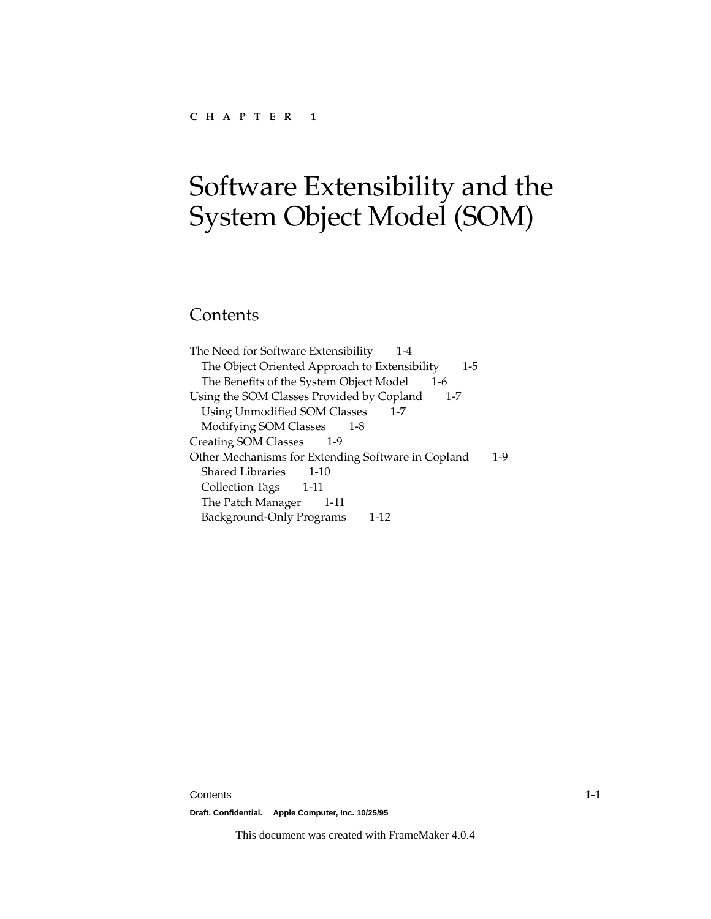C H A P T E R 1

# Software Extensibility and the System Object Model (SOM)

## Contents

The Need for Software Extensibility 1-4
- The Object Oriented Approach to Extensibility 1-5
- The Benefits of the System Object Model 1-6

Using the SOM Classes Provided by Copland 1-7
- Using Unmodified SOM Classes 1-7
- Modifying SOM Classes 1-8

Creating SOM Classes 1-9

Other Mechanisms for Extending Software in Copland 1-9
- Shared Libraries 1-10
- Collection Tags 1-11
- The Patch Manager 1-11
- Background-Only Programs 1-12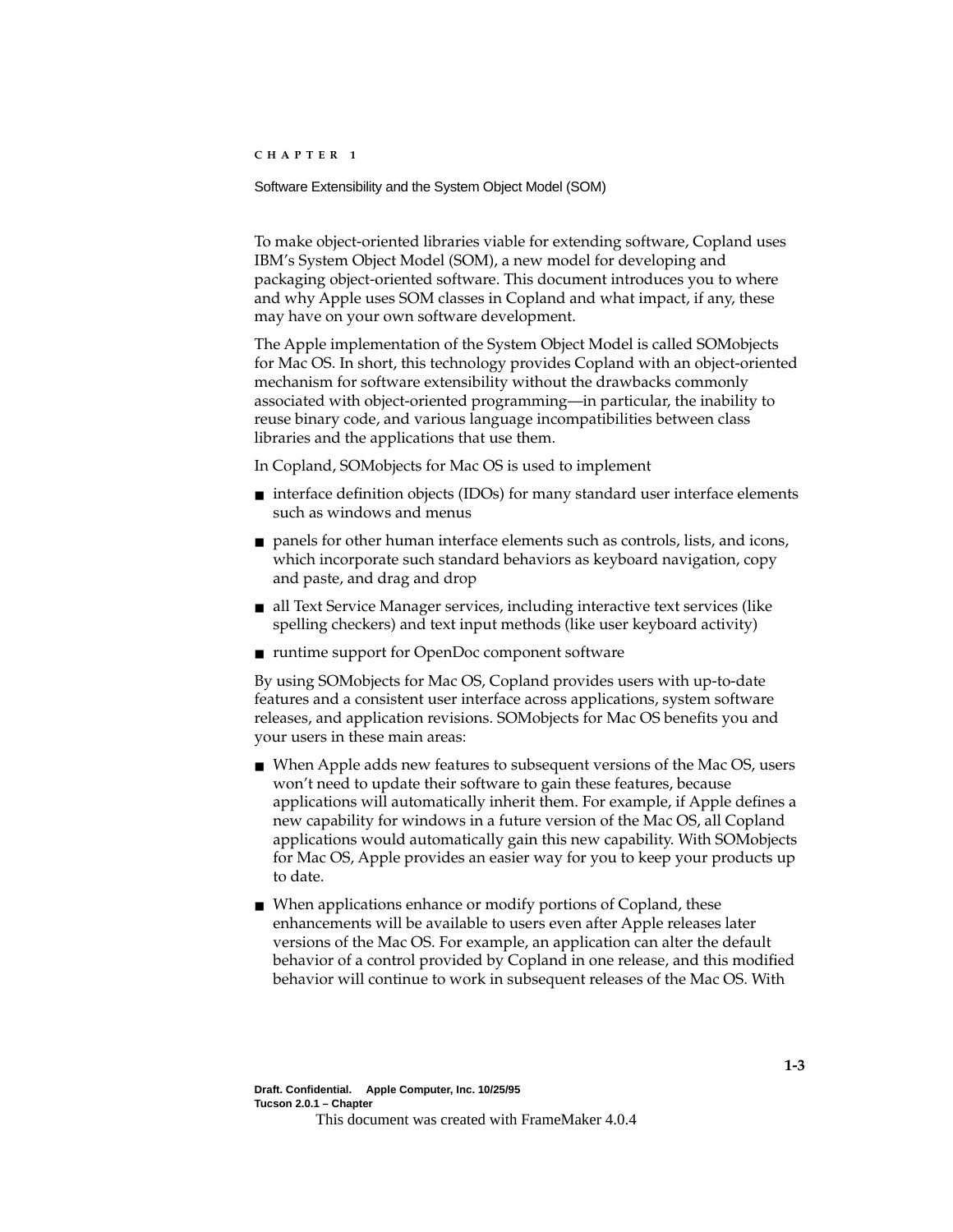To make object-oriented libraries viable for extending software, Copland uses IBM's System Object Model (SOM), a new model for developing and packaging object-oriented software. This document introduces you to where and why Apple uses SOM classes in Copland and what impact, if any, these may have on your own software development.

The Apple implementation of the System Object Model is called SOMobjects for Mac OS. In short, this technology provides Copland with an object-oriented mechanism for software extensibility without the drawbacks commonly associated with object-oriented programming—in particular, the inability to reuse binary code, and various language incompatibilities between class libraries and the applications that use them.

In Copland, SOMobjects for Mac OS is used to implement

- interface definition objects (IDOs) for many standard user interface elements such as windows and menus
- panels for other human interface elements such as controls, lists, and icons, which incorporate such standard behaviors as keyboard navigation, copy and paste, and drag and drop
- all Text Service Manager services, including interactive text services (like spelling checkers) and text input methods (like user keyboard activity)
- runtime support for OpenDoc component software

By using SOMobjects for Mac OS, Copland provides users with up-to-date features and a consistent user interface across applications, system software releases, and application revisions. SOMobjects for Mac OS benefits you and your users in these main areas:

- When Apple adds new features to subsequent versions of the Mac OS, users won't need to update their software to gain these features, because applications will automatically inherit them. For example, if Apple defines a new capability for windows in a future version of the Mac OS, all Copland applications would automatically gain this new capability. With SOMobjects for Mac OS, Apple provides an easier way for you to keep your products up to date.
- When applications enhance or modify portions of Copland, these enhancements will be available to users even after Apple releases later versions of the Mac OS. For example, an application can alter the default behavior of a control provided by Copland in one release, and this modified behavior will continue to work in subsequent releases of the Mac OS. With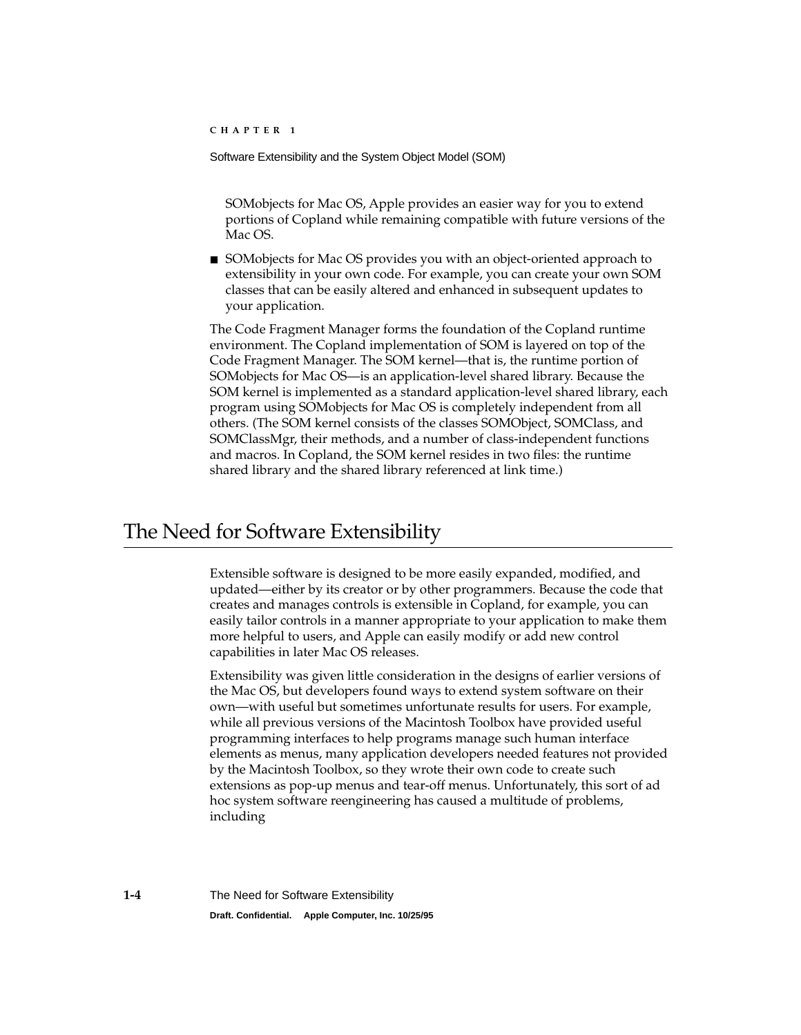SOMobjects for Mac OS, Apple provides an easier way for you to extend portions of Copland while remaining compatible with future versions of the Mac OS.

- SOMobjects for Mac OS provides you with an object-oriented approach to extensibility in your own code. For example, you can create your own SOM classes that can be easily altered and enhanced in subsequent updates to your application.

The Code Fragment Manager forms the foundation of the Copland runtime environment. The Copland implementation of SOM is layered on top of the Code Fragment Manager. The SOM kernel—that is, the runtime portion of SOMobjects for Mac OS—is an application-level shared library. Because the SOM kernel is implemented as a standard application-level shared library, each program using SOMobjects for Mac OS is completely independent from all others. (The SOM kernel consists of the classes SOMObject, SOMClass, and SOMClassMgr, their methods, and a number of class-independent functions and macros. In Copland, the SOM kernel resides in two files: the runtime shared library and the shared library referenced at link time.)

## The Need for Software Extensibility

Extensible software is designed to be more easily expanded, modified, and updated—either by its creator or by other programmers. Because the code that creates and manages controls is extensible in Copland, for example, you can easily tailor controls in a manner appropriate to your application to make them more helpful to users, and Apple can easily modify or add new control capabilities in later Mac OS releases.

Extensibility was given little consideration in the designs of earlier versions of the Mac OS, but developers found ways to extend system software on their own—with useful but sometimes unfortunate results for users. For example, while all previous versions of the Macintosh Toolbox have provided useful programming interfaces to help programs manage such human interface elements as menus, many application developers needed features not provided by the Macintosh Toolbox, so they wrote their own code to create such extensions as pop-up menus and tear-off menus. Unfortunately, this sort of ad hoc system software reengineering has caused a multitude of problems, including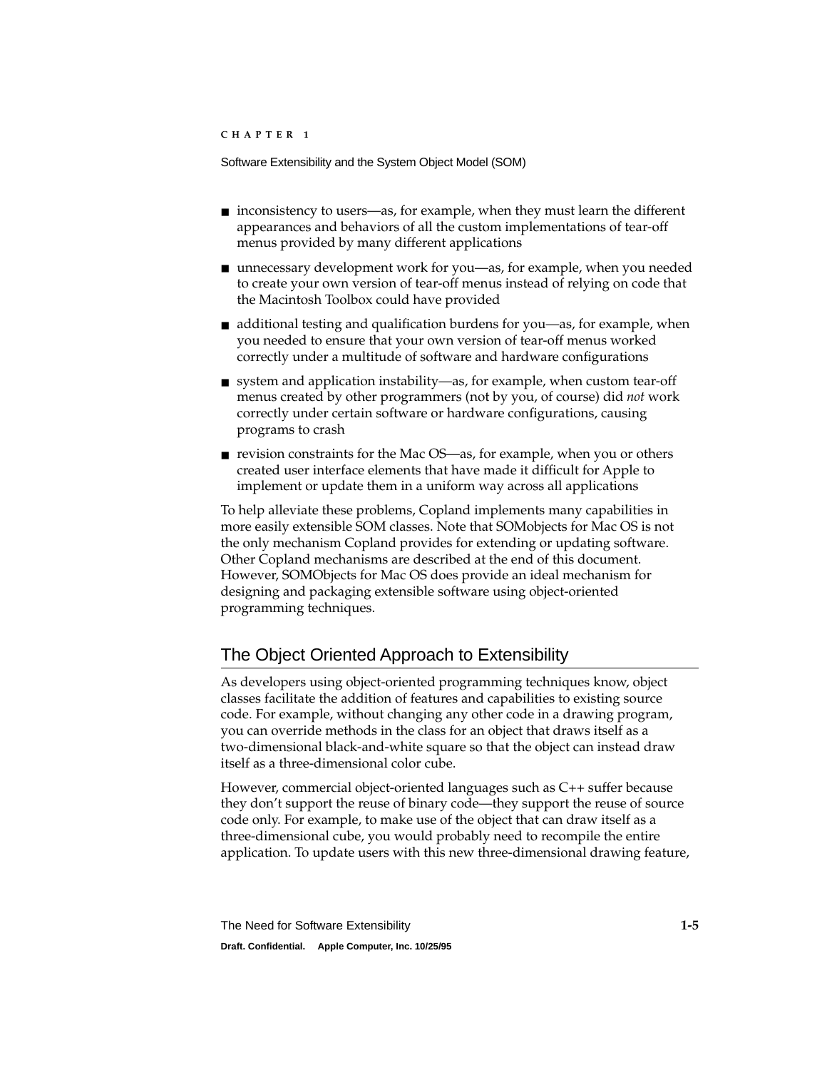- inconsistency to users—as, for example, when they must learn the different appearances and behaviors of all the custom implementations of tear-off menus provided by many different applications
- unnecessary development work for you—as, for example, when you needed to create your own version of tear-off menus instead of relying on code that the Macintosh Toolbox could have provided
- additional testing and qualification burdens for you—as, for example, when you needed to ensure that your own version of tear-off menus worked correctly under a multitude of software and hardware configurations
- system and application instability—as, for example, when custom tear-off menus created by other programmers (not by you, of course) did *not* work correctly under certain software or hardware configurations, causing programs to crash
- revision constraints for the Mac OS—as, for example, when you or others created user interface elements that have made it difficult for Apple to implement or update them in a uniform way across all applications

To help alleviate these problems, Copland implements many capabilities in more easily extensible SOM classes. Note that SOMobjects for Mac OS is not the only mechanism Copland provides for extending or updating software. Other Copland mechanisms are described at the end of this document. However, SOMObjects for Mac OS does provide an ideal mechanism for designing and packaging extensible software using object-oriented programming techniques.

## The Object Oriented Approach to Extensibility

As developers using object-oriented programming techniques know, object classes facilitate the addition of features and capabilities to existing source code. For example, without changing any other code in a drawing program, you can override methods in the class for an object that draws itself as a two-dimensional black-and-white square so that the object can instead draw itself as a three-dimensional color cube.

However, commercial object-oriented languages such as C++ suffer because they don't support the reuse of binary code—they support the reuse of source code only. For example, to make use of the object that can draw itself as a three-dimensional cube, you would probably need to recompile the entire application. To update users with this new three-dimensional drawing feature,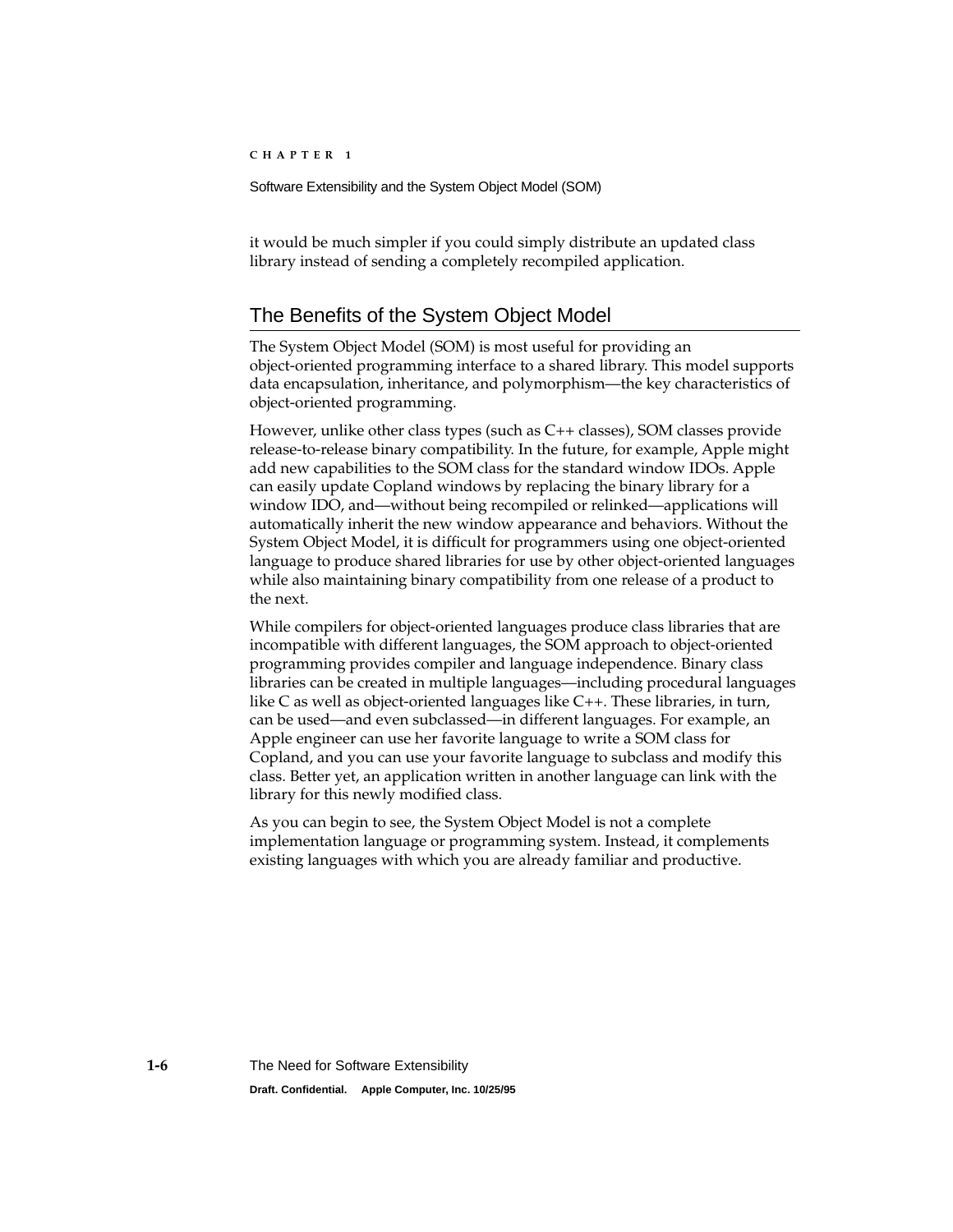it would be much simpler if you could simply distribute an updated class library instead of sending a completely recompiled application.

## The Benefits of the System Object Model

The System Object Model (SOM) is most useful for providing an object-oriented programming interface to a shared library. This model supports data encapsulation, inheritance, and polymorphism—the key characteristics of object-oriented programming.

However, unlike other class types (such as C++ classes), SOM classes provide release-to-release binary compatibility. In the future, for example, Apple might add new capabilities to the SOM class for the standard window IDOs. Apple can easily update Copland windows by replacing the binary library for a window IDO, and—without being recompiled or relinked—applications will automatically inherit the new window appearance and behaviors. Without the System Object Model, it is difficult for programmers using one object-oriented language to produce shared libraries for use by other object-oriented languages while also maintaining binary compatibility from one release of a product to the next.

While compilers for object-oriented languages produce class libraries that are incompatible with different languages, the SOM approach to object-oriented programming provides compiler and language independence. Binary class libraries can be created in multiple languages—including procedural languages like C as well as object-oriented languages like C++. These libraries, in turn, can be used—and even subclassed—in different languages. For example, an Apple engineer can use her favorite language to write a SOM class for Copland, and you can use your favorite language to subclass and modify this class. Better yet, an application written in another language can link with the library for this newly modified class.

As you can begin to see, the System Object Model is not a complete implementation language or programming system. Instead, it complements existing languages with which you are already familiar and productive.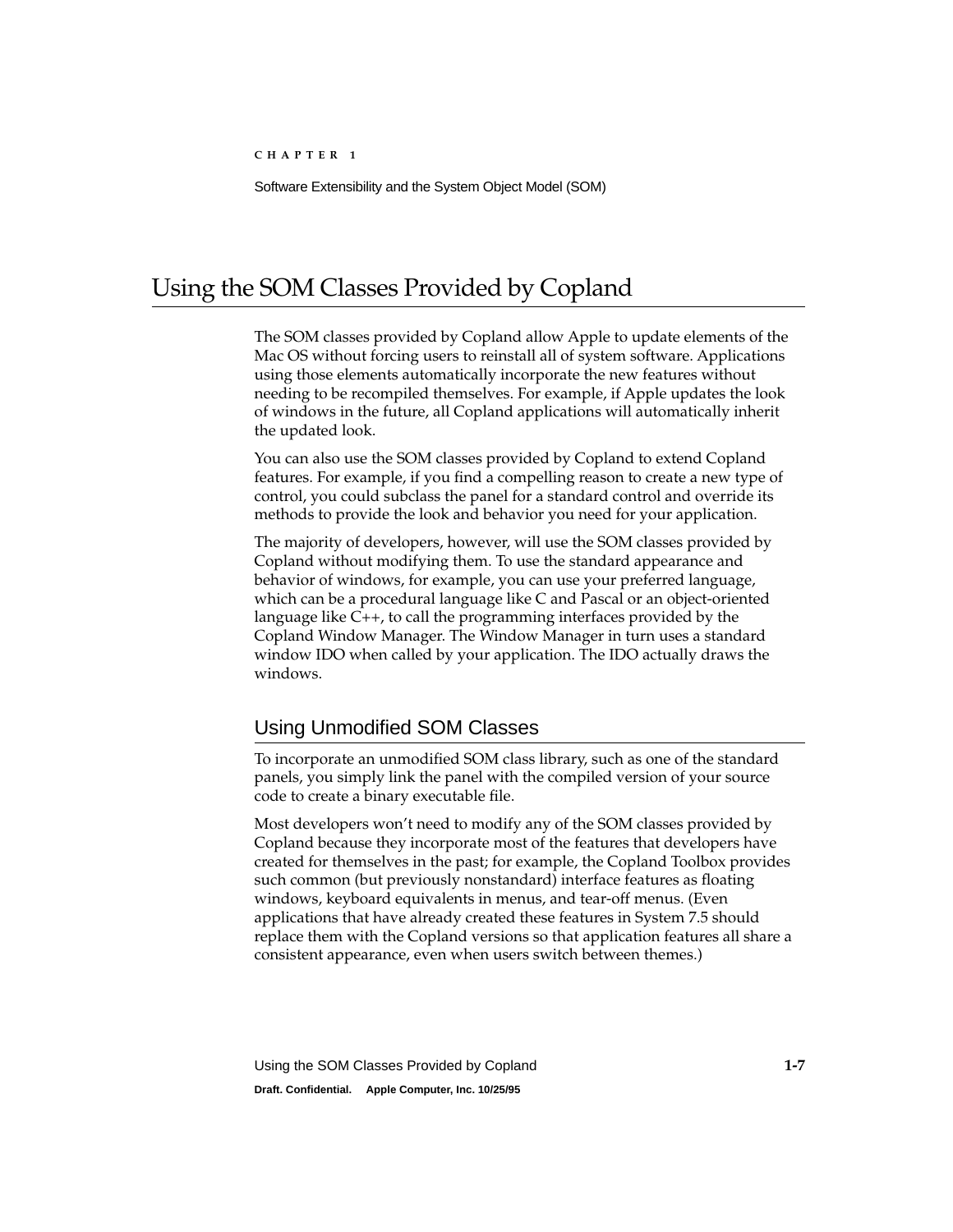# Using the SOM Classes Provided by Copland

The SOM classes provided by Copland allow Apple to update elements of the Mac OS without forcing users to reinstall all of system software. Applications using those elements automatically incorporate the new features without needing to be recompiled themselves. For example, if Apple updates the look of windows in the future, all Copland applications will automatically inherit the updated look.

You can also use the SOM classes provided by Copland to extend Copland features. For example, if you find a compelling reason to create a new type of control, you could subclass the panel for a standard control and override its methods to provide the look and behavior you need for your application.

The majority of developers, however, will use the SOM classes provided by Copland without modifying them. To use the standard appearance and behavior of windows, for example, you can use your preferred language, which can be a procedural language like C and Pascal or an object-oriented language like C++, to call the programming interfaces provided by the Copland Window Manager. The Window Manager in turn uses a standard window IDO when called by your application. The IDO actually draws the windows.

## Using Unmodified SOM Classes

To incorporate an unmodified SOM class library, such as one of the standard panels, you simply link the panel with the compiled version of your source code to create a binary executable file.

Most developers won't need to modify any of the SOM classes provided by Copland because they incorporate most of the features that developers have created for themselves in the past; for example, the Copland Toolbox provides such common (but previously nonstandard) interface features as floating windows, keyboard equivalents in menus, and tear-off menus. (Even applications that have already created these features in System 7.5 should replace them with the Copland versions so that application features all share a consistent appearance, even when users switch between themes.)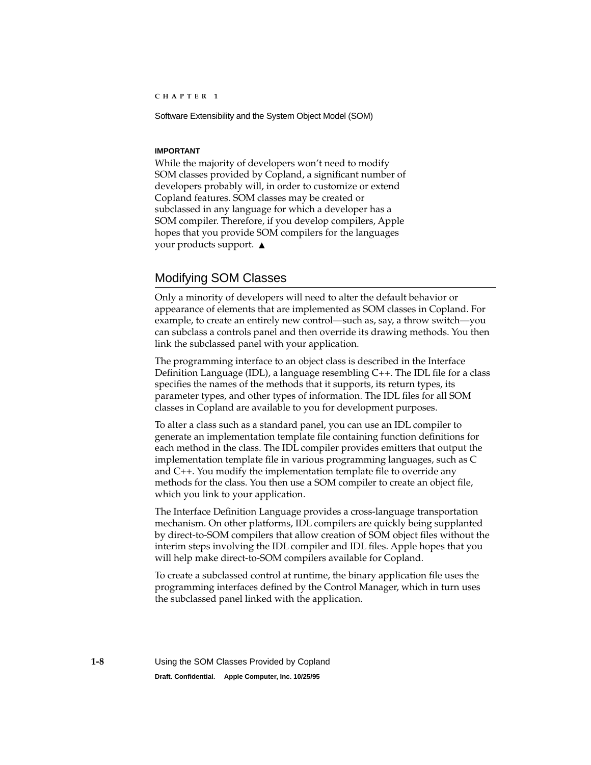**IMPORTANT**

While the majority of developers won't need to modify SOM classes provided by Copland, a significant number of developers probably will, in order to customize or extend Copland features. SOM classes may be created or subclassed in any language for which a developer has a SOM compiler. Therefore, if you develop compilers, Apple hopes that you provide SOM compilers for the languages your products support. ▲

## Modifying SOM Classes

Only a minority of developers will need to alter the default behavior or appearance of elements that are implemented as SOM classes in Copland. For example, to create an entirely new control—such as, say, a throw switch—you can subclass a controls panel and then override its drawing methods. You then link the subclassed panel with your application.

The programming interface to an object class is described in the Interface Definition Language (IDL), a language resembling C++. The IDL file for a class specifies the names of the methods that it supports, its return types, its parameter types, and other types of information. The IDL files for all SOM classes in Copland are available to you for development purposes.

To alter a class such as a standard panel, you can use an IDL compiler to generate an implementation template file containing function definitions for each method in the class. The IDL compiler provides emitters that output the implementation template file in various programming languages, such as C and C++. You modify the implementation template file to override any methods for the class. You then use a SOM compiler to create an object file, which you link to your application.

The Interface Definition Language provides a cross-language transportation mechanism. On other platforms, IDL compilers are quickly being supplanted by direct-to-SOM compilers that allow creation of SOM object files without the interim steps involving the IDL compiler and IDL files. Apple hopes that you will help make direct-to-SOM compilers available for Copland.

To create a subclassed control at runtime, the binary application file uses the programming interfaces defined by the Control Manager, which in turn uses the subclassed panel linked with the application.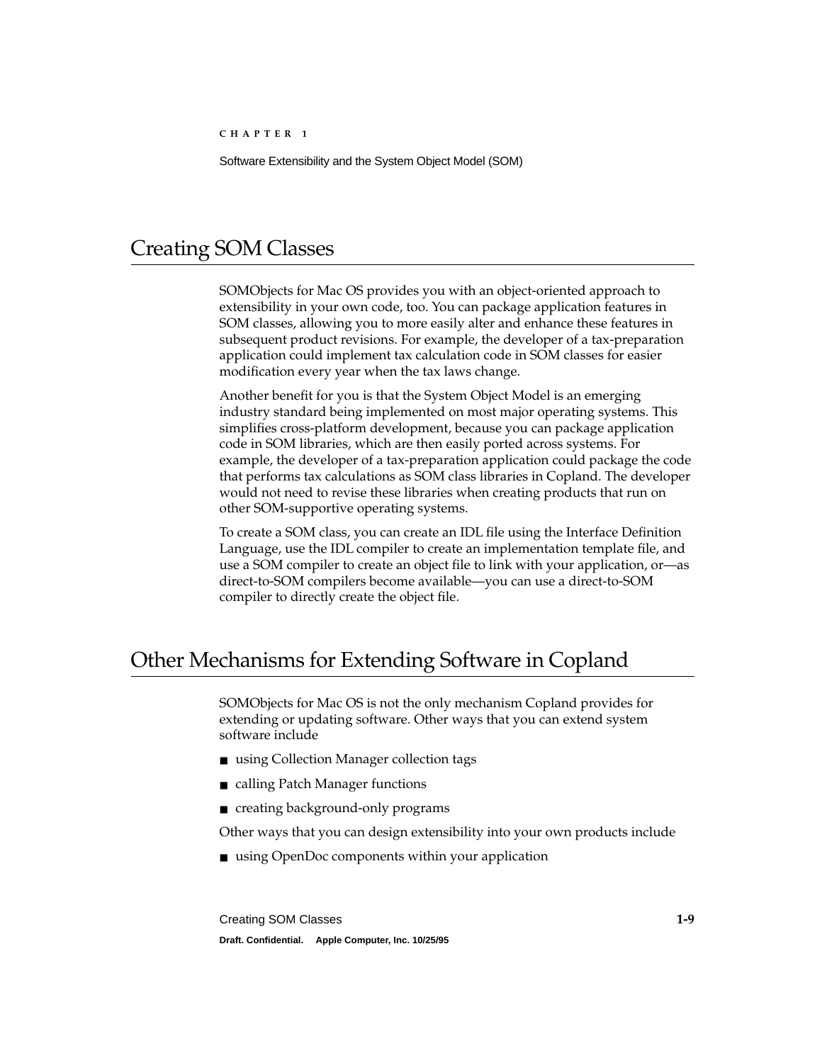## Creating SOM Classes

SOMObjects for Mac OS provides you with an object-oriented approach to extensibility in your own code, too. You can package application features in SOM classes, allowing you to more easily alter and enhance these features in subsequent product revisions. For example, the developer of a tax-preparation application could implement tax calculation code in SOM classes for easier modification every year when the tax laws change.

Another benefit for you is that the System Object Model is an emerging industry standard being implemented on most major operating systems. This simplifies cross-platform development, because you can package application code in SOM libraries, which are then easily ported across systems. For example, the developer of a tax-preparation application could package the code that performs tax calculations as SOM class libraries in Copland. The developer would not need to revise these libraries when creating products that run on other SOM-supportive operating systems.

To create a SOM class, you can create an IDL file using the Interface Definition Language, use the IDL compiler to create an implementation template file, and use a SOM compiler to create an object file to link with your application, or—as direct-to-SOM compilers become available—you can use a direct-to-SOM compiler to directly create the object file.

## Other Mechanisms for Extending Software in Copland

SOMObjects for Mac OS is not the only mechanism Copland provides for extending or updating software. Other ways that you can extend system software include

- using Collection Manager collection tags
- calling Patch Manager functions
- creating background-only programs

Other ways that you can design extensibility into your own products include

- using OpenDoc components within your application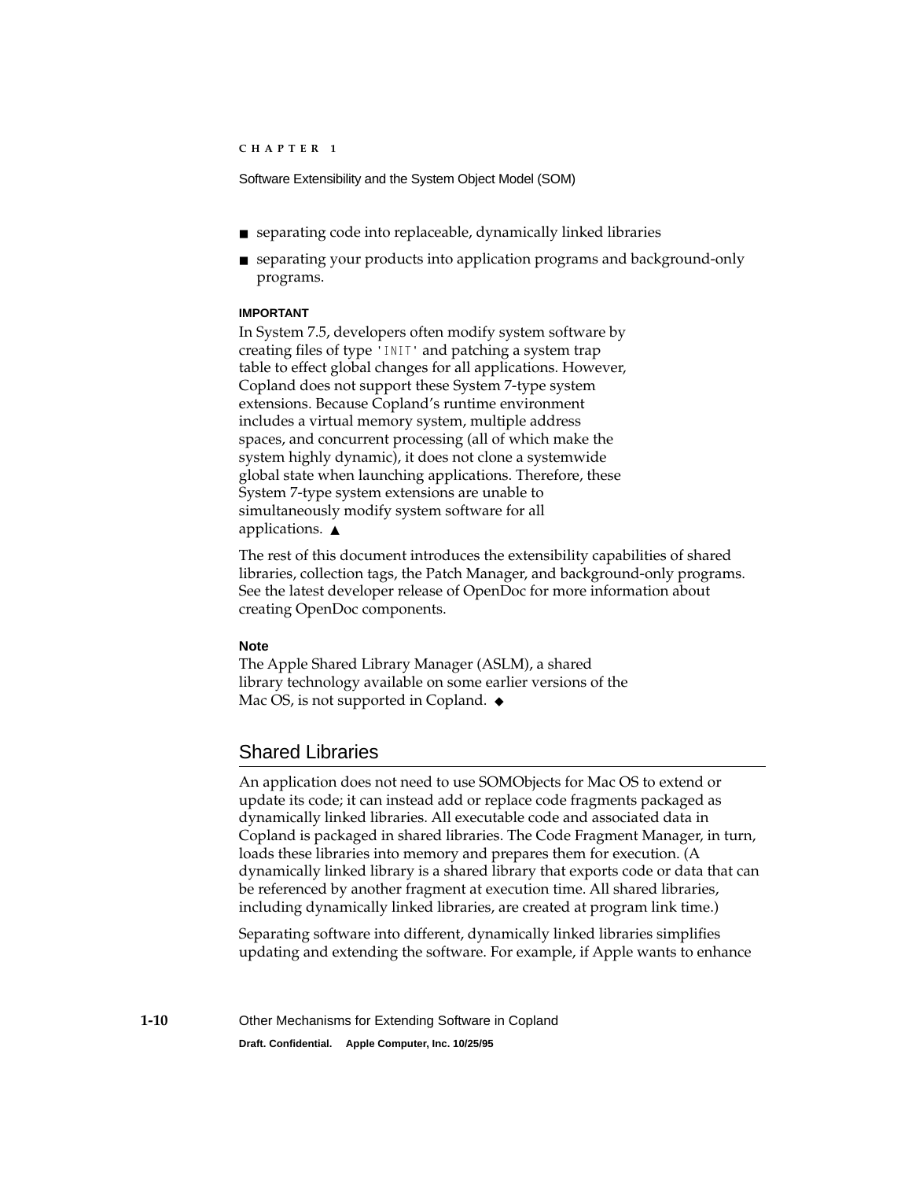- separating code into replaceable, dynamically linked libraries
- separating your products into application programs and background-only programs.

**IMPORTANT**

In System 7.5, developers often modify system software by creating files of type `'INIT'` and patching a system trap table to effect global changes for all applications. However, Copland does not support these System 7-type system extensions. Because Copland's runtime environment includes a virtual memory system, multiple address spaces, and concurrent processing (all of which make the system highly dynamic), it does not clone a systemwide global state when launching applications. Therefore, these System 7-type system extensions are unable to simultaneously modify system software for all applications. ▲

The rest of this document introduces the extensibility capabilities of shared libraries, collection tags, the Patch Manager, and background-only programs. See the latest developer release of OpenDoc for more information about creating OpenDoc components.

**Note**

The Apple Shared Library Manager (ASLM), a shared library technology available on some earlier versions of the Mac OS, is not supported in Copland. ◆

## Shared Libraries

An application does not need to use SOMObjects for Mac OS to extend or update its code; it can instead add or replace code fragments packaged as dynamically linked libraries. All executable code and associated data in Copland is packaged in shared libraries. The Code Fragment Manager, in turn, loads these libraries into memory and prepares them for execution. (A dynamically linked library is a shared library that exports code or data that can be referenced by another fragment at execution time. All shared libraries, including dynamically linked libraries, are created at program link time.)

Separating software into different, dynamically linked libraries simplifies updating and extending the software. For example, if Apple wants to enhance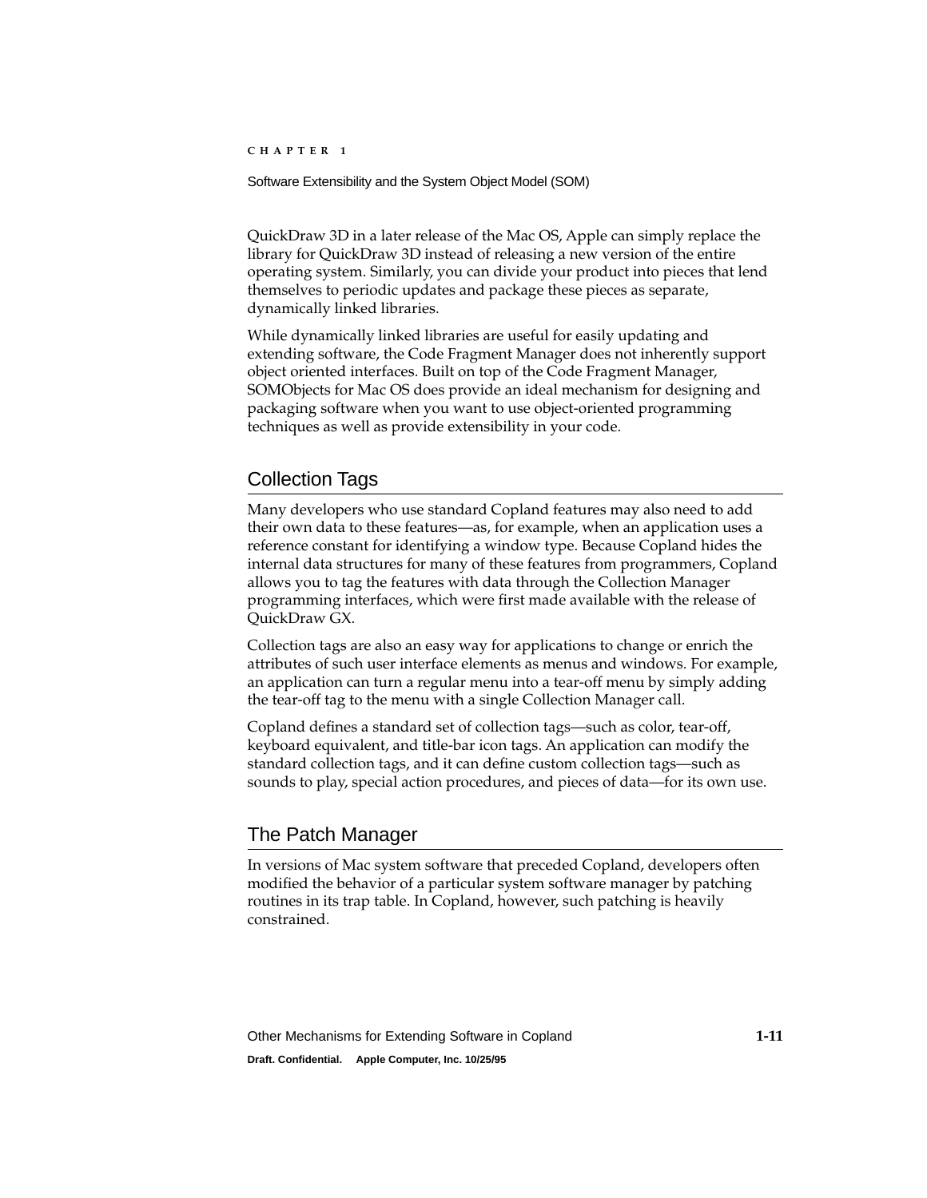QuickDraw 3D in a later release of the Mac OS, Apple can simply replace the library for QuickDraw 3D instead of releasing a new version of the entire operating system. Similarly, you can divide your product into pieces that lend themselves to periodic updates and package these pieces as separate, dynamically linked libraries.

While dynamically linked libraries are useful for easily updating and extending software, the Code Fragment Manager does not inherently support object oriented interfaces. Built on top of the Code Fragment Manager, SOMObjects for Mac OS does provide an ideal mechanism for designing and packaging software when you want to use object-oriented programming techniques as well as provide extensibility in your code.

## Collection Tags

Many developers who use standard Copland features may also need to add their own data to these features—as, for example, when an application uses a reference constant for identifying a window type. Because Copland hides the internal data structures for many of these features from programmers, Copland allows you to tag the features with data through the Collection Manager programming interfaces, which were first made available with the release of QuickDraw GX.

Collection tags are also an easy way for applications to change or enrich the attributes of such user interface elements as menus and windows. For example, an application can turn a regular menu into a tear-off menu by simply adding the tear-off tag to the menu with a single Collection Manager call.

Copland defines a standard set of collection tags—such as color, tear-off, keyboard equivalent, and title-bar icon tags. An application can modify the standard collection tags, and it can define custom collection tags—such as sounds to play, special action procedures, and pieces of data—for its own use.

## The Patch Manager

In versions of Mac system software that preceded Copland, developers often modified the behavior of a particular system software manager by patching routines in its trap table. In Copland, however, such patching is heavily constrained.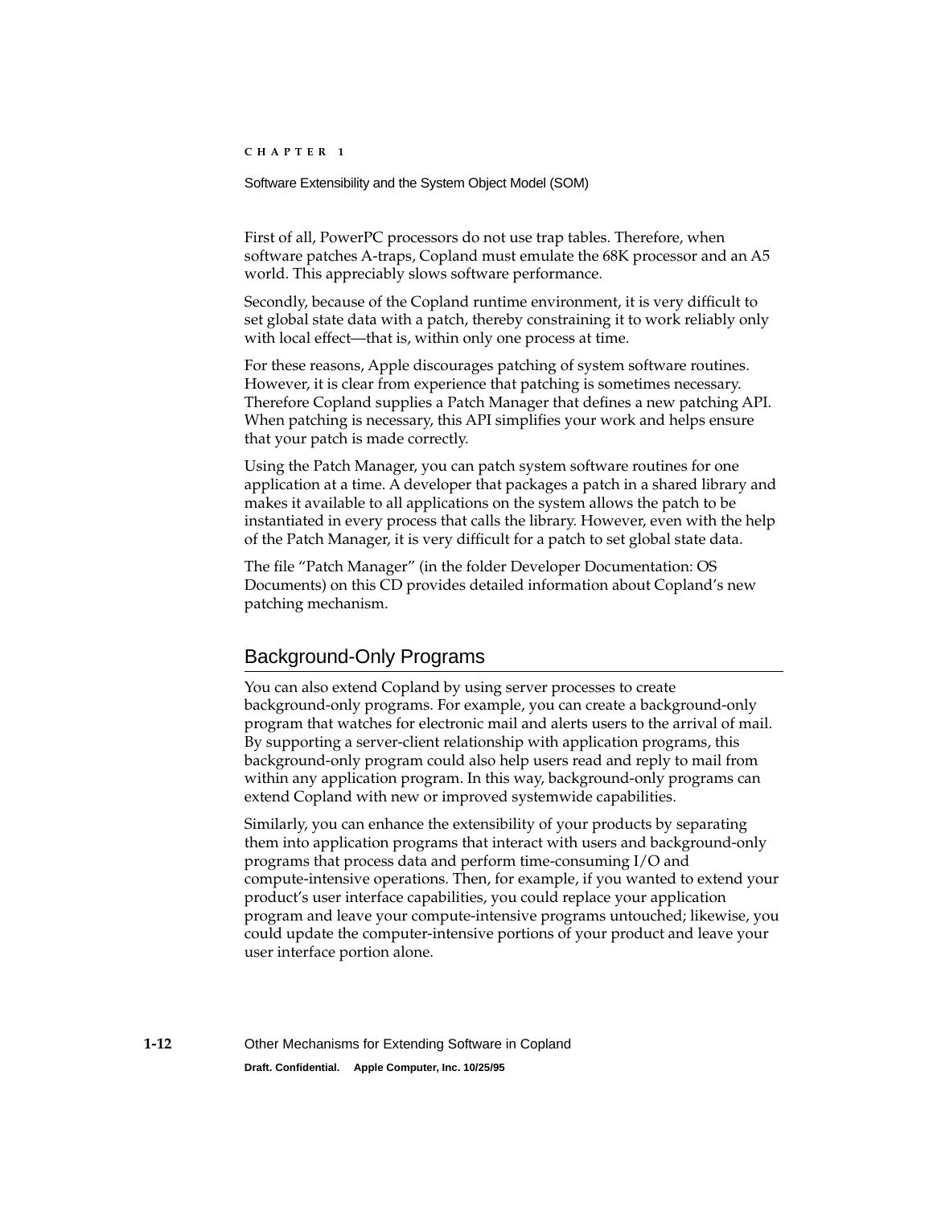First of all, PowerPC processors do not use trap tables. Therefore, when software patches A-traps, Copland must emulate the 68K processor and an A5 world. This appreciably slows software performance.

Secondly, because of the Copland runtime environment, it is very difficult to set global state data with a patch, thereby constraining it to work reliably only with local effect—that is, within only one process at time.

For these reasons, Apple discourages patching of system software routines. However, it is clear from experience that patching is sometimes necessary. Therefore Copland supplies a Patch Manager that defines a new patching API. When patching is necessary, this API simplifies your work and helps ensure that your patch is made correctly.

Using the Patch Manager, you can patch system software routines for one application at a time. A developer that packages a patch in a shared library and makes it available to all applications on the system allows the patch to be instantiated in every process that calls the library. However, even with the help of the Patch Manager, it is very difficult for a patch to set global state data.

The file "Patch Manager" (in the folder Developer Documentation: OS Documents) on this CD provides detailed information about Copland's new patching mechanism.

## Background-Only Programs

You can also extend Copland by using server processes to create background-only programs. For example, you can create a background-only program that watches for electronic mail and alerts users to the arrival of mail. By supporting a server-client relationship with application programs, this background-only program could also help users read and reply to mail from within any application program. In this way, background-only programs can extend Copland with new or improved systemwide capabilities.

Similarly, you can enhance the extensibility of your products by separating them into application programs that interact with users and background-only programs that process data and perform time-consuming I/O and compute-intensive operations. Then, for example, if you wanted to extend your product's user interface capabilities, you could replace your application program and leave your compute-intensive programs untouched; likewise, you could update the computer-intensive portions of your product and leave your user interface portion alone.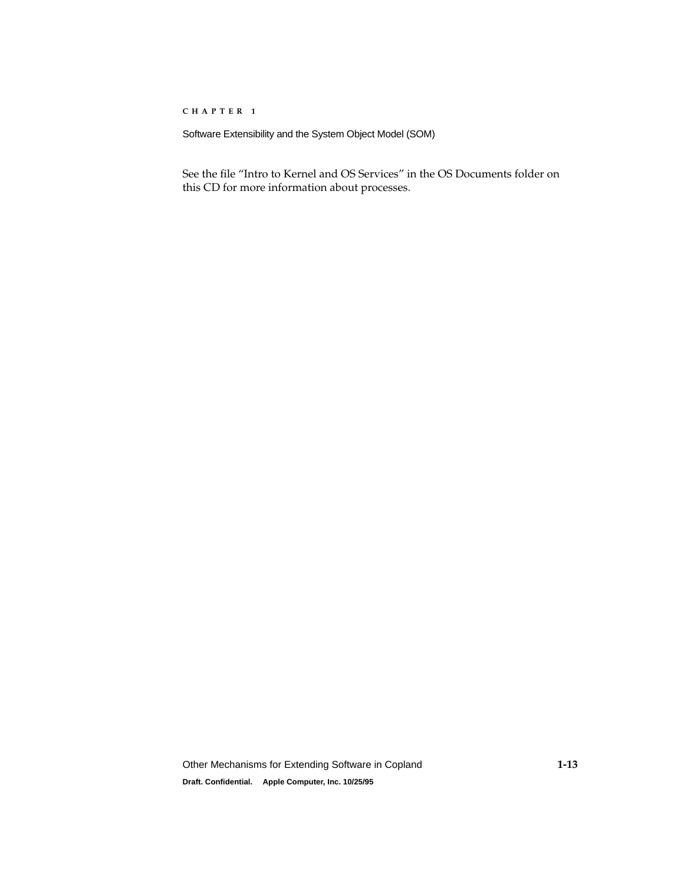See the file "Intro to Kernel and OS Services" in the OS Documents folder on this CD for more information about processes.